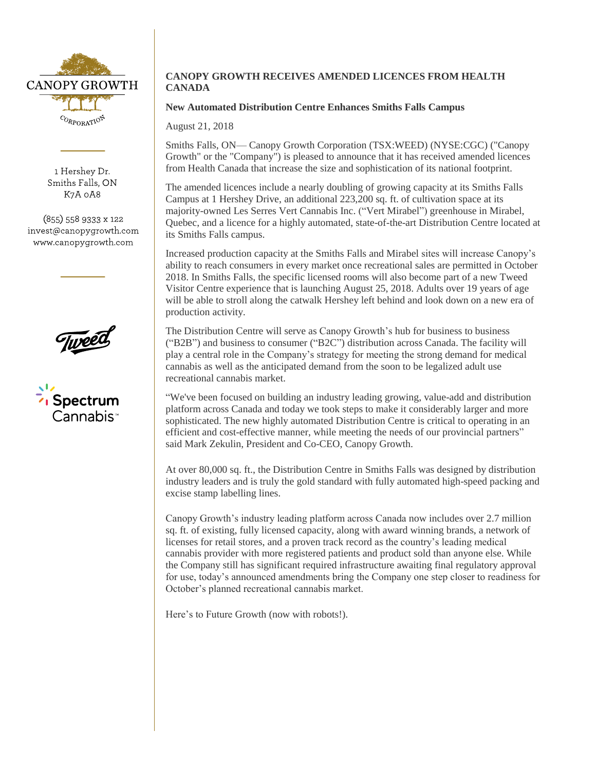CANOPY GROWTH

CORPORATION

1 Hershey Dr.
Smiths Falls, ON
K7A 0A8

(855) 558 9333 x 122
invest@canopygrowth.com
www.canopygrowth.com

# CANOPY GROWTH RECEIVES AMENDED LICENCES FROM HEALTH CANADA

## New Automated Distribution Centre Enhances Smiths Falls Campus

August 21, 2018

Smiths Falls, ON— Canopy Growth Corporation (TSX:WEED) (NYSE:CGC) ("Canopy Growth" or the "Company") is pleased to announce that it has received amended licences from Health Canada that increase the size and sophistication of its national footprint.

The amended licences include a nearly doubling of growing capacity at its Smiths Falls Campus at 1 Hershey Drive, an additional 223,200 sq. ft. of cultivation space at its majority-owned Les Serres Vert Cannabis Inc. ("Vert Mirabel") greenhouse in Mirabel, Quebec, and a licence for a highly automated, state-of-the-art Distribution Centre located at its Smiths Falls campus.

Increased production capacity at the Smiths Falls and Mirabel sites will increase Canopy's ability to reach consumers in every market once recreational sales are permitted in October 2018. In Smiths Falls, the specific licensed rooms will also become part of a new Tweed Visitor Centre experience that is launching August 25, 2018. Adults over 19 years of age will be able to stroll along the catwalk Hershey left behind and look down on a new era of production activity.

The Distribution Centre will serve as Canopy Growth's hub for business to business ("B2B") and business to consumer ("B2C") distribution across Canada. The facility will play a central role in the Company's strategy for meeting the strong demand for medical cannabis as well as the anticipated demand from the soon to be legalized adult use recreational cannabis market.

"We've been focused on building an industry leading growing, value-add and distribution platform across Canada and today we took steps to make it considerably larger and more sophisticated. The new highly automated Distribution Centre is critical to operating in an efficient and cost-effective manner, while meeting the needs of our provincial partners" said Mark Zekulin, President and Co-CEO, Canopy Growth.

At over 80,000 sq. ft., the Distribution Centre in Smiths Falls was designed by distribution industry leaders and is truly the gold standard with fully automated high-speed packing and excise stamp labelling lines.

Canopy Growth's industry leading platform across Canada now includes over 2.7 million sq. ft. of existing, fully licensed capacity, along with award winning brands, a network of licenses for retail stores, and a proven track record as the country's leading medical cannabis provider with more registered patients and product sold than anyone else. While the Company still has significant required infrastructure awaiting final regulatory approval for use, today's announced amendments bring the Company one step closer to readiness for October's planned recreational cannabis market.

Here's to Future Growth (now with robots!).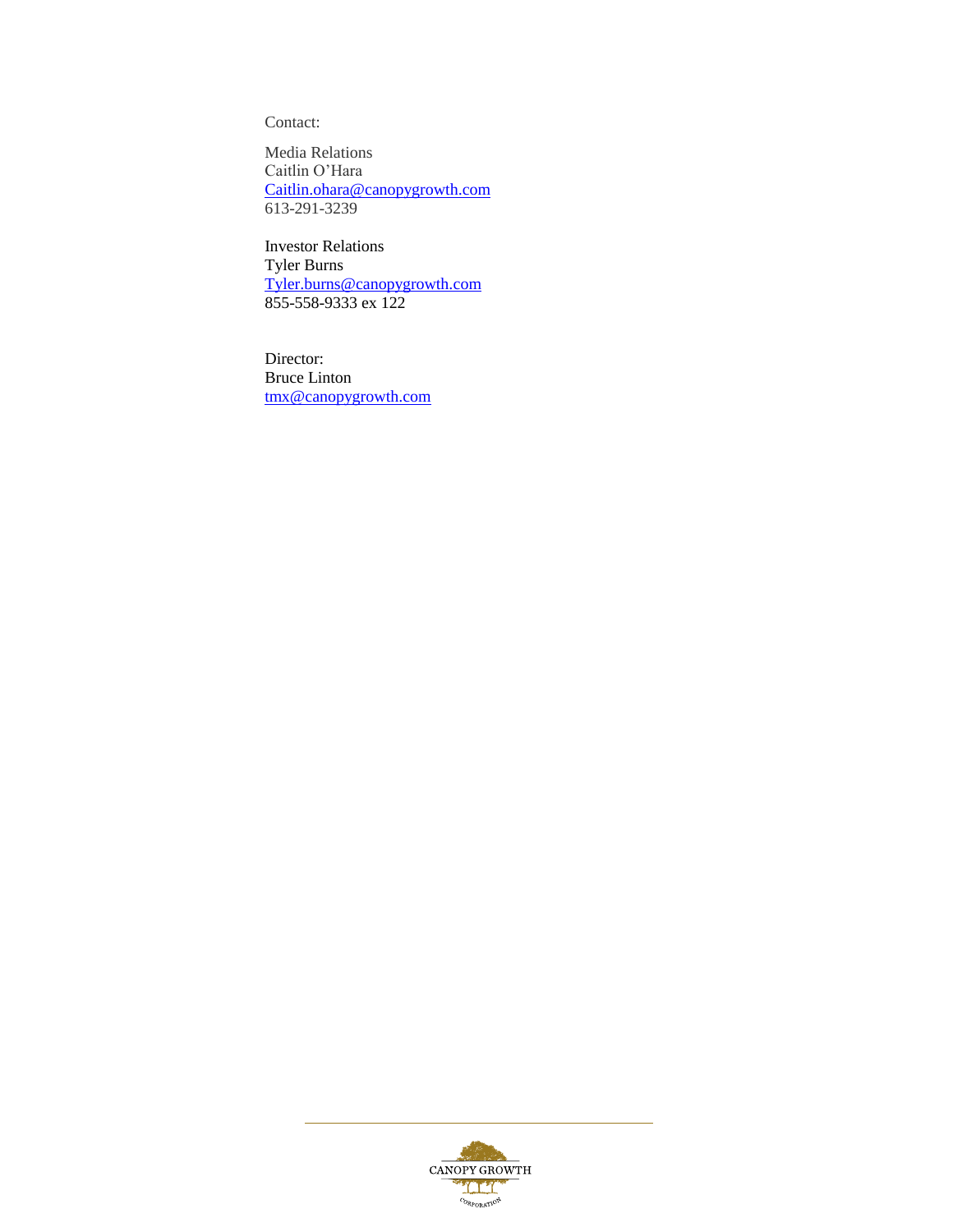Contact:

Media Relations
Caitlin O'Hara
Caitlin.ohara@canopygrowth.com
613-291-3239

Investor Relations
Tyler Burns
Tyler.burns@canopygrowth.com
855-558-9333 ex 122

Director:
Bruce Linton
tmx@canopygrowth.com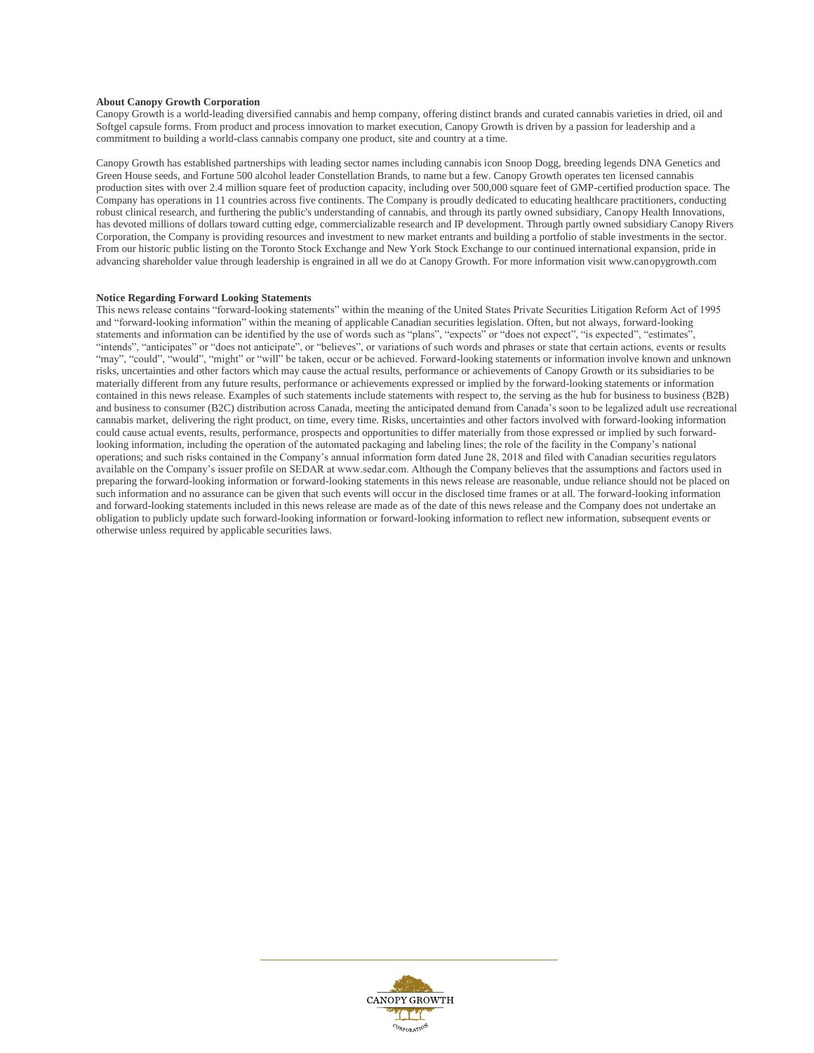**About Canopy Growth Corporation**

Canopy Growth is a world-leading diversified cannabis and hemp company, offering distinct brands and curated cannabis varieties in dried, oil and Softgel capsule forms. From product and process innovation to market execution, Canopy Growth is driven by a passion for leadership and a commitment to building a world-class cannabis company one product, site and country at a time.

Canopy Growth has established partnerships with leading sector names including cannabis icon Snoop Dogg, breeding legends DNA Genetics and Green House seeds, and Fortune 500 alcohol leader Constellation Brands, to name but a few. Canopy Growth operates ten licensed cannabis production sites with over 2.4 million square feet of production capacity, including over 500,000 square feet of GMP-certified production space. The Company has operations in 11 countries across five continents. The Company is proudly dedicated to educating healthcare practitioners, conducting robust clinical research, and furthering the public's understanding of cannabis, and through its partly owned subsidiary, Canopy Health Innovations, has devoted millions of dollars toward cutting edge, commercializable research and IP development. Through partly owned subsidiary Canopy Rivers Corporation, the Company is providing resources and investment to new market entrants and building a portfolio of stable investments in the sector. From our historic public listing on the Toronto Stock Exchange and New York Stock Exchange to our continued international expansion, pride in advancing shareholder value through leadership is engrained in all we do at Canopy Growth. For more information visit www.canopygrowth.com

**Notice Regarding Forward Looking Statements**

This news release contains "forward-looking statements" within the meaning of the United States Private Securities Litigation Reform Act of 1995 and "forward-looking information" within the meaning of applicable Canadian securities legislation. Often, but not always, forward-looking statements and information can be identified by the use of words such as "plans", "expects" or "does not expect", "is expected", "estimates", "intends", "anticipates" or "does not anticipate", or "believes", or variations of such words and phrases or state that certain actions, events or results "may", "could", "would", "might" or "will" be taken, occur or be achieved. Forward-looking statements or information involve known and unknown risks, uncertainties and other factors which may cause the actual results, performance or achievements of Canopy Growth or its subsidiaries to be materially different from any future results, performance or achievements expressed or implied by the forward-looking statements or information contained in this news release. Examples of such statements include statements with respect to, the serving as the hub for business to business (B2B) and business to consumer (B2C) distribution across Canada, meeting the anticipated demand from Canada's soon to be legalized adult use recreational cannabis market, delivering the right product, on time, every time. Risks, uncertainties and other factors involved with forward-looking information could cause actual events, results, performance, prospects and opportunities to differ materially from those expressed or implied by such forward-looking information, including the operation of the automated packaging and labeling lines; the role of the facility in the Company's national operations; and such risks contained in the Company's annual information form dated June 28, 2018 and filed with Canadian securities regulators available on the Company's issuer profile on SEDAR at www.sedar.com. Although the Company believes that the assumptions and factors used in preparing the forward-looking information or forward-looking statements in this news release are reasonable, undue reliance should not be placed on such information and no assurance can be given that such events will occur in the disclosed time frames or at all. The forward-looking information and forward-looking statements included in this news release are made as of the date of this news release and the Company does not undertake an obligation to publicly update such forward-looking information or forward-looking information to reflect new information, subsequent events or otherwise unless required by applicable securities laws.